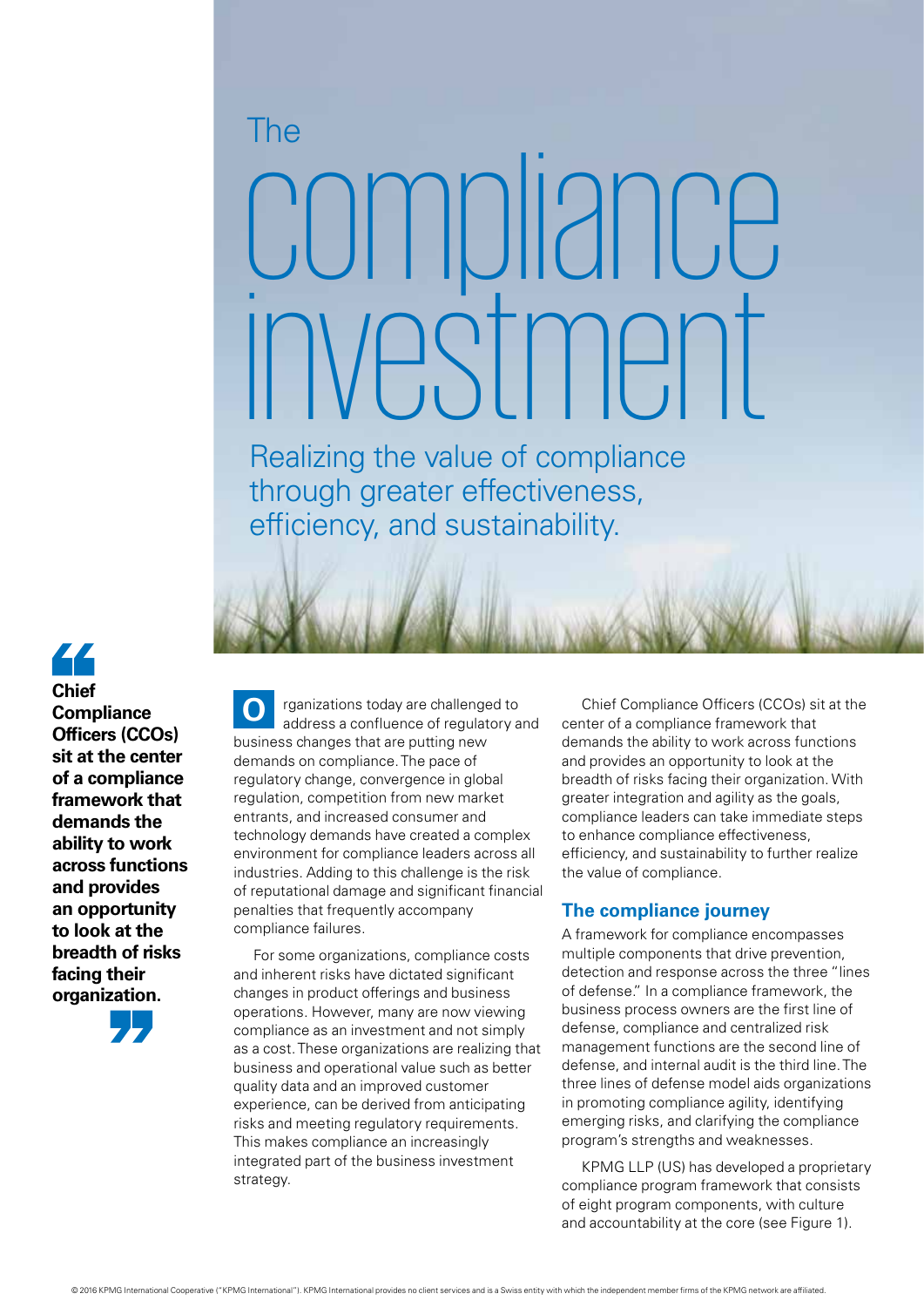# The compliance investment

## Realizing the value of compliance through greater effectiveness, efficiency, and sustainability.

> **Chief Compliance Officers (CCOs) sit at the center of a compliance framework that demands the ability to work across functions and provides an opportunity to look at the breadth of risks facing their organization.**

Organizations today are challenged to address a confluence of regulatory and business changes that are putting new demands on compliance. The pace of regulatory change, convergence in global regulation, competition from new market entrants, and increased consumer and technology demands have created a complex environment for compliance leaders across all industries. Adding to this challenge is the risk of reputational damage and significant financial penalties that frequently accompany compliance failures.

For some organizations, compliance costs and inherent risks have dictated significant changes in product offerings and business operations. However, many are now viewing compliance as an investment and not simply as a cost. These organizations are realizing that business and operational value such as better quality data and an improved customer experience, can be derived from anticipating risks and meeting regulatory requirements. This makes compliance an increasingly integrated part of the business investment strategy.

Chief Compliance Officers (CCOs) sit at the center of a compliance framework that demands the ability to work across functions and provides an opportunity to look at the breadth of risks facing their organization. With greater integration and agility as the goals, compliance leaders can take immediate steps to enhance compliance effectiveness, efficiency, and sustainability to further realize the value of compliance.

### The compliance journey

A framework for compliance encompasses multiple components that drive prevention, detection and response across the three "lines of defense." In a compliance framework, the business process owners are the first line of defense, compliance and centralized risk management functions are the second line of defense, and internal audit is the third line. The three lines of defense model aids organizations in promoting compliance agility, identifying emerging risks, and clarifying the compliance program's strengths and weaknesses.

KPMG LLP (US) has developed a proprietary compliance program framework that consists of eight program components, with culture and accountability at the core (see Figure 1).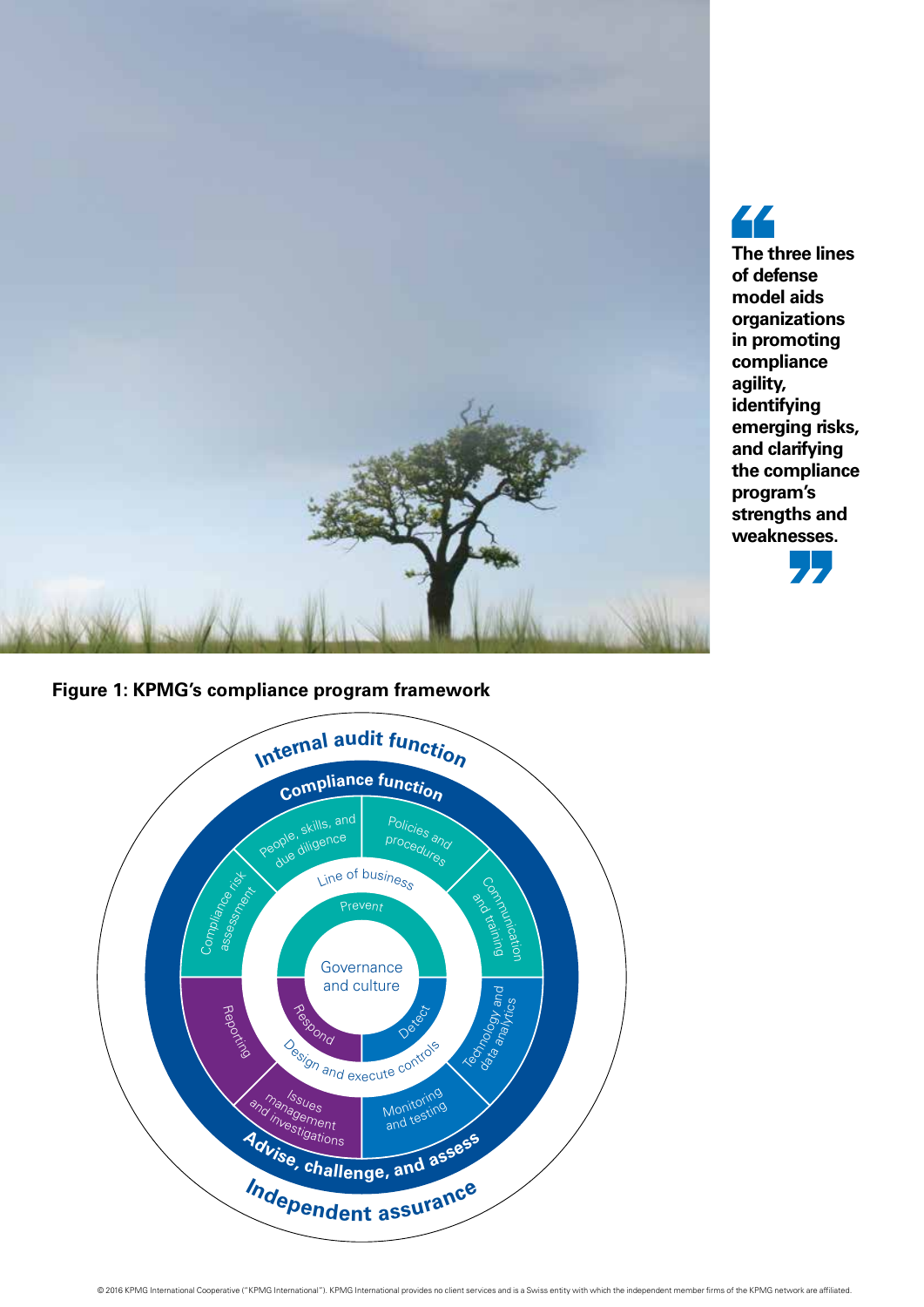> **The three lines of defense model aids organizations in promoting compliance agility, identifying emerging risks, and clarifying the compliance program's strengths and weaknesses.**

**Figure 1: KPMG's compliance program framework**

Internal audit function

Compliance function

People, skills, and due diligence

Policies and procedures

Communication and training

Technology and data analytics

Monitoring and testing

Issues management and investigations

Reporting

Compliance risk assessment

Line of business

Prevent

Detect

Respond

Governance and culture

Design and execute controls

Advise, challenge, and assess

Independent assurance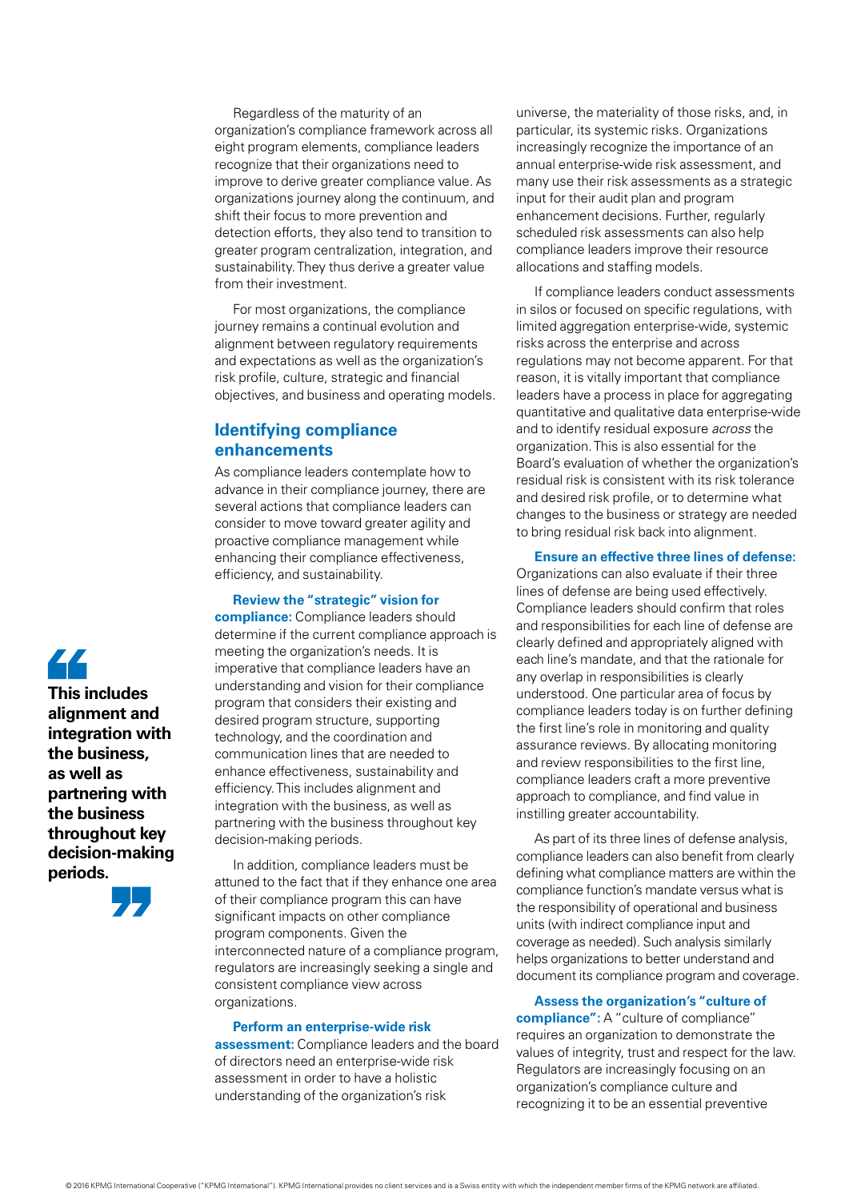Regardless of the maturity of an organization's compliance framework across all eight program elements, compliance leaders recognize that their organizations need to improve to derive greater compliance value. As organizations journey along the continuum, and shift their focus to more prevention and detection efforts, they also tend to transition to greater program centralization, integration, and sustainability. They thus derive a greater value from their investment.

For most organizations, the compliance journey remains a continual evolution and alignment between regulatory requirements and expectations as well as the organization's risk profile, culture, strategic and financial objectives, and business and operating models.

## Identifying compliance enhancements

As compliance leaders contemplate how to advance in their compliance journey, there are several actions that compliance leaders can consider to move toward greater agility and proactive compliance management while enhancing their compliance effectiveness, efficiency, and sustainability.

**Review the "strategic" vision for compliance:** Compliance leaders should determine if the current compliance approach is meeting the organization's needs. It is imperative that compliance leaders have an understanding and vision for their compliance program that considers their existing and desired program structure, supporting technology, and the coordination and communication lines that are needed to enhance effectiveness, sustainability and efficiency. This includes alignment and integration with the business, as well as partnering with the business throughout key decision-making periods.

> **This includes alignment and integration with the business, as well as partnering with the business throughout key decision-making periods.**

In addition, compliance leaders must be attuned to the fact that if they enhance one area of their compliance program this can have significant impacts on other compliance program components. Given the interconnected nature of a compliance program, regulators are increasingly seeking a single and consistent compliance view across organizations.

**Perform an enterprise-wide risk assessment:** Compliance leaders and the board of directors need an enterprise-wide risk assessment in order to have a holistic understanding of the organization's risk universe, the materiality of those risks, and, in particular, its systemic risks. Organizations increasingly recognize the importance of an annual enterprise-wide risk assessment, and many use their risk assessments as a strategic input for their audit plan and program enhancement decisions. Further, regularly scheduled risk assessments can also help compliance leaders improve their resource allocations and staffing models.

If compliance leaders conduct assessments in silos or focused on specific regulations, with limited aggregation enterprise-wide, systemic risks across the enterprise and across regulations may not become apparent. For that reason, it is vitally important that compliance leaders have a process in place for aggregating quantitative and qualitative data enterprise-wide and to identify residual exposure *across* the organization. This is also essential for the Board's evaluation of whether the organization's residual risk is consistent with its risk tolerance and desired risk profile, or to determine what changes to the business or strategy are needed to bring residual risk back into alignment.

**Ensure an effective three lines of defense:** Organizations can also evaluate if their three lines of defense are being used effectively. Compliance leaders should confirm that roles and responsibilities for each line of defense are clearly defined and appropriately aligned with each line's mandate, and that the rationale for any overlap in responsibilities is clearly understood. One particular area of focus by compliance leaders today is on further defining the first line's role in monitoring and quality assurance reviews. By allocating monitoring and review responsibilities to the first line, compliance leaders craft a more preventive approach to compliance, and find value in instilling greater accountability.

As part of its three lines of defense analysis, compliance leaders can also benefit from clearly defining what compliance matters are within the compliance function's mandate versus what is the responsibility of operational and business units (with indirect compliance input and coverage as needed). Such analysis similarly helps organizations to better understand and document its compliance program and coverage.

**Assess the organization's "culture of compliance":** A "culture of compliance" requires an organization to demonstrate the values of integrity, trust and respect for the law. Regulators are increasingly focusing on an organization's compliance culture and recognizing it to be an essential preventive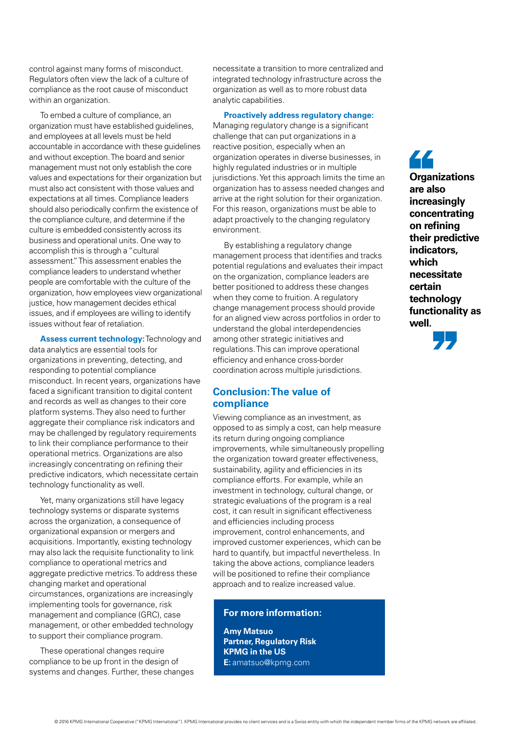control against many forms of misconduct. Regulators often view the lack of a culture of compliance as the root cause of misconduct within an organization.

To embed a culture of compliance, an organization must have established guidelines, and employees at all levels must be held accountable in accordance with these guidelines and without exception. The board and senior management must not only establish the core values and expectations for their organization but must also act consistent with those values and expectations at all times. Compliance leaders should also periodically confirm the existence of the compliance culture, and determine if the culture is embedded consistently across its business and operational units. One way to accomplish this is through a "cultural assessment." This assessment enables the compliance leaders to understand whether people are comfortable with the culture of the organization, how employees view organizational justice, how management decides ethical issues, and if employees are willing to identify issues without fear of retaliation.

**Assess current technology:** Technology and data analytics are essential tools for organizations in preventing, detecting, and responding to potential compliance misconduct. In recent years, organizations have faced a significant transition to digital content and records as well as changes to their core platform systems. They also need to further aggregate their compliance risk indicators and may be challenged by regulatory requirements to link their compliance performance to their operational metrics. Organizations are also increasingly concentrating on refining their predictive indicators, which necessitate certain technology functionality as well.

Yet, many organizations still have legacy technology systems or disparate systems across the organization, a consequence of organizational expansion or mergers and acquisitions. Importantly, existing technology may also lack the requisite functionality to link compliance to operational metrics and aggregate predictive metrics. To address these changing market and operational circumstances, organizations are increasingly implementing tools for governance, risk management and compliance (GRC), case management, or other embedded technology to support their compliance program.

These operational changes require compliance to be up front in the design of systems and changes. Further, these changes necessitate a transition to more centralized and integrated technology infrastructure across the organization as well as to more robust data analytic capabilities.

**Proactively address regulatory change:** Managing regulatory change is a significant challenge that can put organizations in a reactive position, especially when an organization operates in diverse businesses, in highly regulated industries or in multiple jurisdictions. Yet this approach limits the time an organization has to assess needed changes and arrive at the right solution for their organization. For this reason, organizations must be able to adapt proactively to the changing regulatory environment.

By establishing a regulatory change management process that identifies and tracks potential regulations and evaluates their impact on the organization, compliance leaders are better positioned to address these changes when they come to fruition. A regulatory change management process should provide for an aligned view across portfolios in order to understand the global interdependencies among other strategic initiatives and regulations. This can improve operational efficiency and enhance cross-border coordination across multiple jurisdictions.

## Conclusion: The value of compliance

Viewing compliance as an investment, as opposed to as simply a cost, can help measure its return during ongoing compliance improvements, while simultaneously propelling the organization toward greater effectiveness, sustainability, agility and efficiencies in its compliance efforts. For example, while an investment in technology, cultural change, or strategic evaluations of the program is a real cost, it can result in significant effectiveness and efficiencies including process improvement, control enhancements, and improved customer experiences, which can be hard to quantify, but impactful nevertheless. In taking the above actions, compliance leaders will be positioned to refine their compliance approach and to realize increased value.

> **"Organizations are also increasingly concentrating on refining their predictive indicators, which necessitate certain technology functionality as well."**

### For more information:

**Amy Matsuo**
**Partner, Regulatory Risk**
**KPMG in the US**
**E:** amatsuo@kpmg.com

© 2016 KPMG International Cooperative ("KPMG International"). KPMG International provides no client services and is a Swiss entity with which the independent member firms of the KPMG network are affiliated.